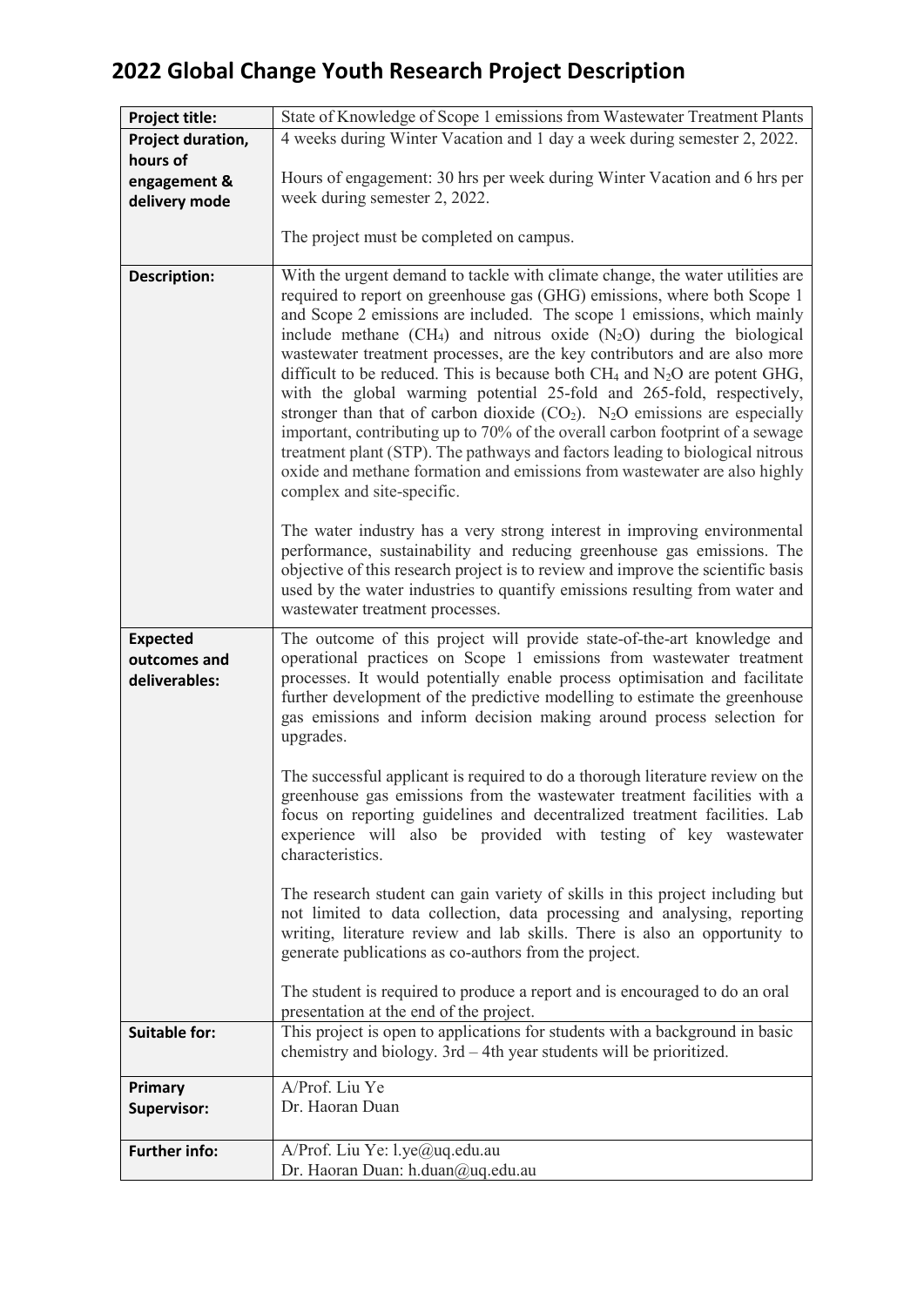# 2022 Global Change Youth Research Project Description

| | |
|---|---|
| **Project title:** | State of Knowledge of Scope 1 emissions from Wastewater Treatment Plants |
| **Project duration, hours of engagement & delivery mode** | 4 weeks during Winter Vacation and 1 day a week during semester 2, 2022.<br><br>Hours of engagement: 30 hrs per week during Winter Vacation and 6 hrs per week during semester 2, 2022.<br><br>The project must be completed on campus. |
| **Description:** | With the urgent demand to tackle with climate change, the water utilities are required to report on greenhouse gas (GHG) emissions, where both Scope 1 and Scope 2 emissions are included. The scope 1 emissions, which mainly include methane ($CH_4$) and nitrous oxide ($N_2O$) during the biological wastewater treatment processes, are the key contributors and are also more difficult to be reduced. This is because both $CH_4$ and $N_2O$ are potent GHG, with the global warming potential 25-fold and 265-fold, respectively, stronger than that of carbon dioxide ($CO_2$). $N_2O$ emissions are especially important, contributing up to 70% of the overall carbon footprint of a sewage treatment plant (STP). The pathways and factors leading to biological nitrous oxide and methane formation and emissions from wastewater are also highly complex and site-specific.<br><br>The water industry has a very strong interest in improving environmental performance, sustainability and reducing greenhouse gas emissions. The objective of this research project is to review and improve the scientific basis used by the water industries to quantify emissions resulting from water and wastewater treatment processes. |
| **Expected outcomes and deliverables:** | The outcome of this project will provide state-of-the-art knowledge and operational practices on Scope 1 emissions from wastewater treatment processes. It would potentially enable process optimisation and facilitate further development of the predictive modelling to estimate the greenhouse gas emissions and inform decision making around process selection for upgrades.<br><br>The successful applicant is required to do a thorough literature review on the greenhouse gas emissions from the wastewater treatment facilities with a focus on reporting guidelines and decentralized treatment facilities. Lab experience will also be provided with testing of key wastewater characteristics.<br><br>The research student can gain variety of skills in this project including but not limited to data collection, data processing and analysing, reporting writing, literature review and lab skills. There is also an opportunity to generate publications as co-authors from the project.<br><br>The student is required to produce a report and is encouraged to do an oral presentation at the end of the project. |
| **Suitable for:** | This project is open to applications for students with a background in basic chemistry and biology. 3rd – 4th year students will be prioritized. |
| **Primary Supervisor:** | A/Prof. Liu Ye<br>Dr. Haoran Duan |
| **Further info:** | A/Prof. Liu Ye: l.ye@uq.edu.au<br>Dr. Haoran Duan: h.duan@uq.edu.au |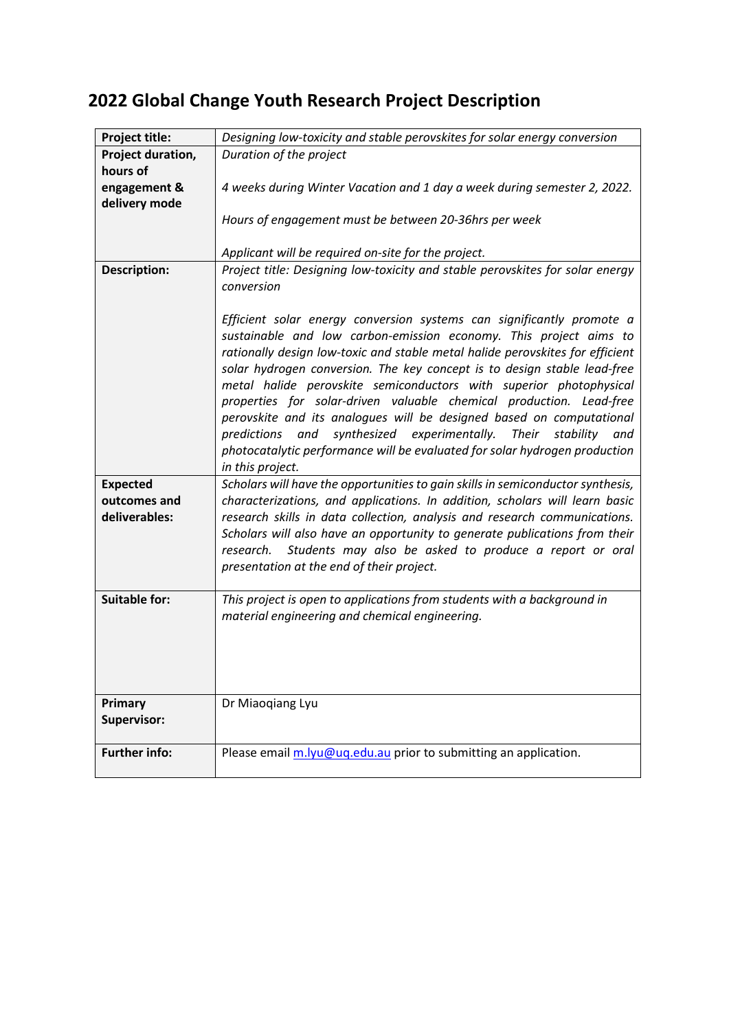# 2022 Global Change Youth Research Project Description

| | |
|---|---|
| **Project title:** | *Designing low-toxicity and stable perovskites for solar energy conversion* |
| **Project duration, hours of engagement & delivery mode** | *Duration of the project*<br><br>*4 weeks during Winter Vacation and 1 day a week during semester 2, 2022.*<br><br>*Hours of engagement must be between 20-36hrs per week*<br><br>*Applicant will be required on-site for the project.* |
| **Description:** | *Project title: Designing low-toxicity and stable perovskites for solar energy conversion*<br><br>*Efficient solar energy conversion systems can significantly promote a sustainable and low carbon-emission economy. This project aims to rationally design low-toxic and stable metal halide perovskites for efficient solar hydrogen conversion. The key concept is to design stable lead-free metal halide perovskite semiconductors with superior photophysical properties for solar-driven valuable chemical production. Lead-free perovskite and its analogues will be designed based on computational predictions and synthesized experimentally. Their stability and photocatalytic performance will be evaluated for solar hydrogen production in this project.* |
| **Expected outcomes and deliverables:** | *Scholars will have the opportunities to gain skills in semiconductor synthesis, characterizations, and applications. In addition, scholars will learn basic research skills in data collection, analysis and research communications. Scholars will also have an opportunity to generate publications from their research. Students may also be asked to produce a report or oral presentation at the end of their project.* |
| **Suitable for:** | *This project is open to applications from students with a background in material engineering and chemical engineering.* |
| **Primary Supervisor:** | Dr Miaoqiang Lyu |
| **Further info:** | Please email m.lyu@uq.edu.au prior to submitting an application. |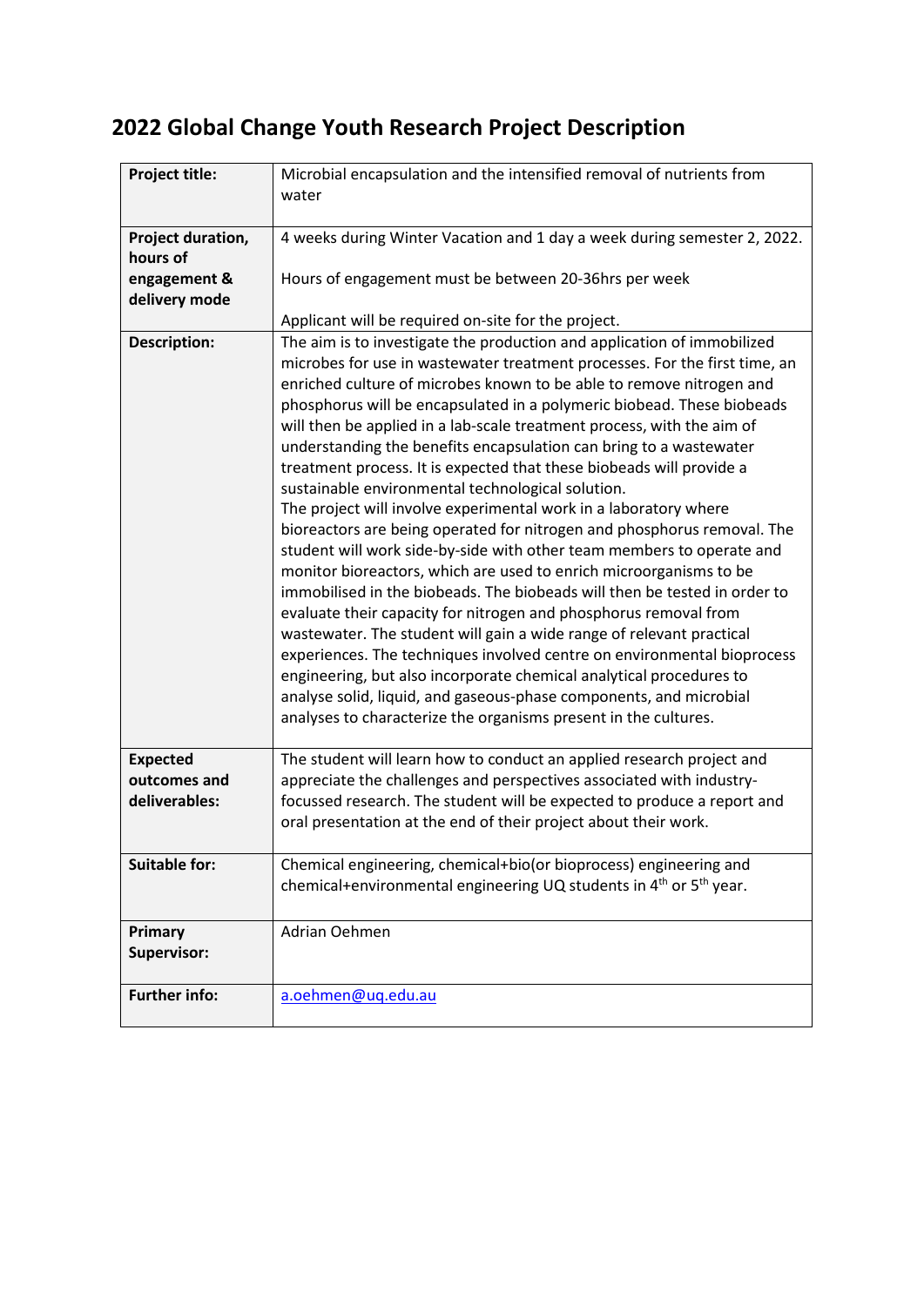# 2022 Global Change Youth Research Project Description

| | |
|---|---|
| **Project title:** | Microbial encapsulation and the intensified removal of nutrients from water |
| **Project duration, hours of engagement & delivery mode** | 4 weeks during Winter Vacation and 1 day a week during semester 2, 2022.<br><br>Hours of engagement must be between 20-36hrs per week<br><br>Applicant will be required on-site for the project. |
| **Description:** | The aim is to investigate the production and application of immobilized microbes for use in wastewater treatment processes. For the first time, an enriched culture of microbes known to be able to remove nitrogen and phosphorus will be encapsulated in a polymeric biobead. These biobeads will then be applied in a lab-scale treatment process, with the aim of understanding the benefits encapsulation can bring to a wastewater treatment process. It is expected that these biobeads will provide a sustainable environmental technological solution.<br>The project will involve experimental work in a laboratory where bioreactors are being operated for nitrogen and phosphorus removal. The student will work side-by-side with other team members to operate and monitor bioreactors, which are used to enrich microorganisms to be immobilised in the biobeads. The biobeads will then be tested in order to evaluate their capacity for nitrogen and phosphorus removal from wastewater. The student will gain a wide range of relevant practical experiences. The techniques involved centre on environmental bioprocess engineering, but also incorporate chemical analytical procedures to analyse solid, liquid, and gaseous-phase components, and microbial analyses to characterize the organisms present in the cultures. |
| **Expected outcomes and deliverables:** | The student will learn how to conduct an applied research project and appreciate the challenges and perspectives associated with industry-focussed research. The student will be expected to produce a report and oral presentation at the end of their project about their work. |
| **Suitable for:** | Chemical engineering, chemical+bio(or bioprocess) engineering and chemical+environmental engineering UQ students in 4th or 5th year. |
| **Primary Supervisor:** | Adrian Oehmen |
| **Further info:** | a.oehmen@uq.edu.au |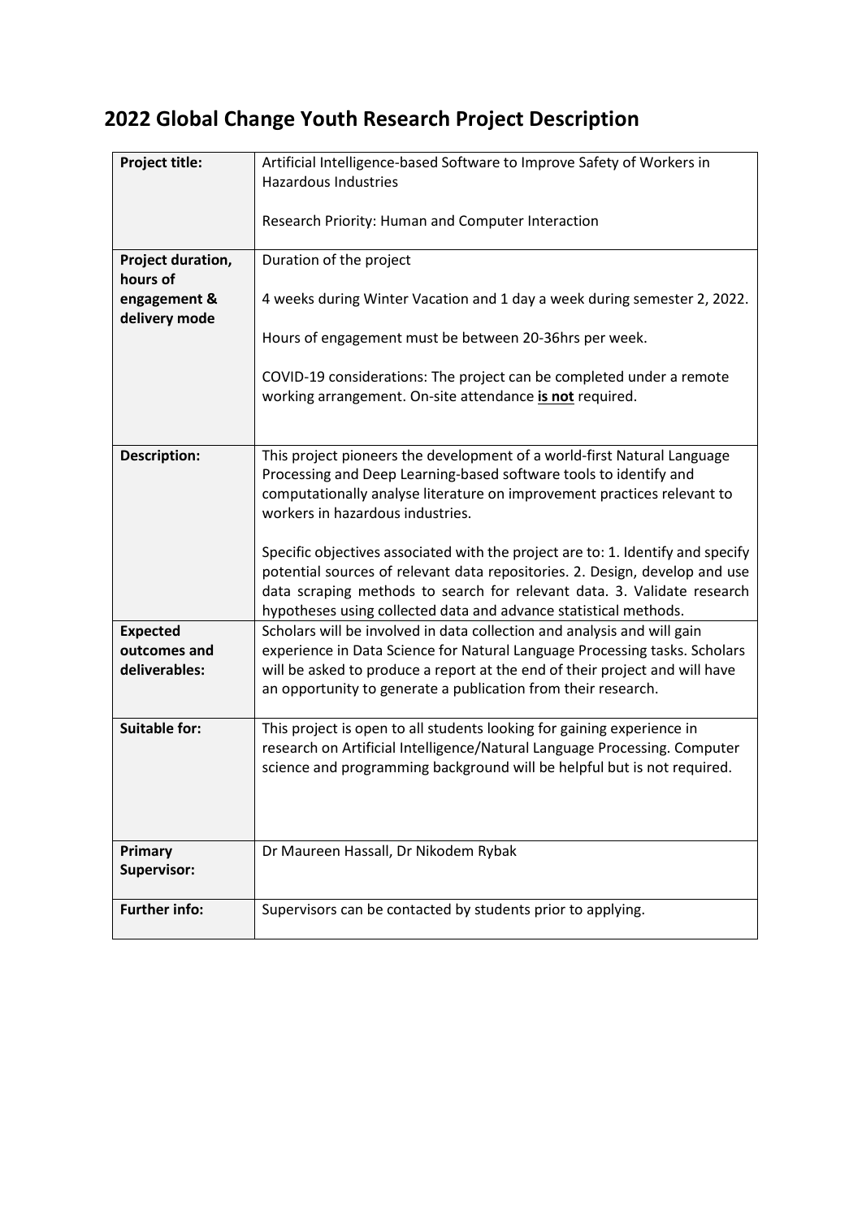# 2022 Global Change Youth Research Project Description

| | |
|---|---|
| **Project title:** | Artificial Intelligence-based Software to Improve Safety of Workers in Hazardous Industries<br><br>Research Priority: Human and Computer Interaction |
| **Project duration, hours of engagement & delivery mode** | Duration of the project<br><br>4 weeks during Winter Vacation and 1 day a week during semester 2, 2022.<br><br>Hours of engagement must be between 20-36hrs per week.<br><br>COVID-19 considerations: The project can be completed under a remote working arrangement. On-site attendance **is not** required. |
| **Description:** | This project pioneers the development of a world-first Natural Language Processing and Deep Learning-based software tools to identify and computationally analyse literature on improvement practices relevant to workers in hazardous industries.<br><br>Specific objectives associated with the project are to: 1. Identify and specify potential sources of relevant data repositories. 2. Design, develop and use data scraping methods to search for relevant data. 3. Validate research hypotheses using collected data and advance statistical methods. |
| **Expected outcomes and deliverables:** | Scholars will be involved in data collection and analysis and will gain experience in Data Science for Natural Language Processing tasks. Scholars will be asked to produce a report at the end of their project and will have an opportunity to generate a publication from their research. |
| **Suitable for:** | This project is open to all students looking for gaining experience in research on Artificial Intelligence/Natural Language Processing. Computer science and programming background will be helpful but is not required. |
| **Primary Supervisor:** | Dr Maureen Hassall, Dr Nikodem Rybak |
| **Further info:** | Supervisors can be contacted by students prior to applying. |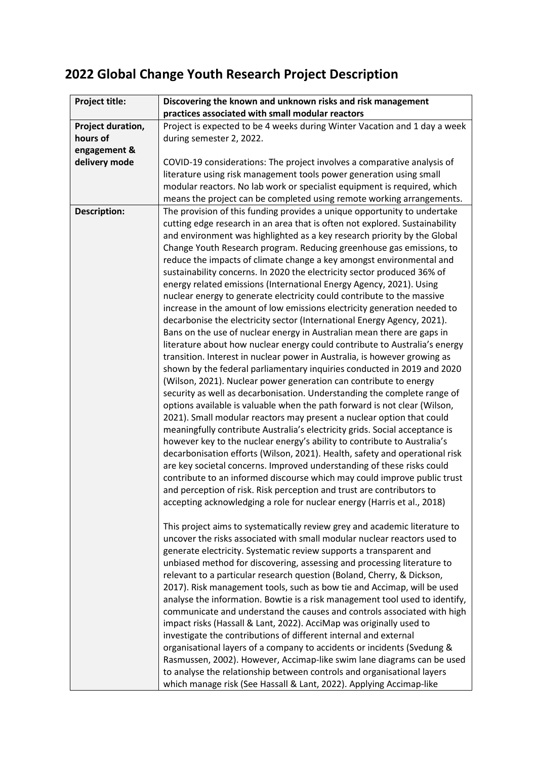# 2022 Global Change Youth Research Project Description

| **Project title:** | **Discovering the known and unknown risks and risk management practices associated with small modular reactors** |
|---|---|
| **Project duration, hours of engagement & delivery mode** | Project is expected to be 4 weeks during Winter Vacation and 1 day a week during semester 2, 2022.<br><br>COVID-19 considerations: The project involves a comparative analysis of literature using risk management tools power generation using small modular reactors. No lab work or specialist equipment is required, which means the project can be completed using remote working arrangements. |
| **Description:** | The provision of this funding provides a unique opportunity to undertake cutting edge research in an area that is often not explored. Sustainability and environment was highlighted as a key research priority by the Global Change Youth Research program. Reducing greenhouse gas emissions, to reduce the impacts of climate change a key amongst environmental and sustainability concerns. In 2020 the electricity sector produced 36% of energy related emissions (International Energy Agency, 2021). Using nuclear energy to generate electricity could contribute to the massive increase in the amount of low emissions electricity generation needed to decarbonise the electricity sector (International Energy Agency, 2021). Bans on the use of nuclear energy in Australian mean there are gaps in literature about how nuclear energy could contribute to Australia's energy transition. Interest in nuclear power in Australia, is however growing as shown by the federal parliamentary inquiries conducted in 2019 and 2020 (Wilson, 2021). Nuclear power generation can contribute to energy security as well as decarbonisation. Understanding the complete range of options available is valuable when the path forward is not clear (Wilson, 2021). Small modular reactors may present a nuclear option that could meaningfully contribute Australia's electricity grids. Social acceptance is however key to the nuclear energy's ability to contribute to Australia's decarbonisation efforts (Wilson, 2021). Health, safety and operational risk are key societal concerns. Improved understanding of these risks could contribute to an informed discourse which may could improve public trust and perception of risk. Risk perception and trust are contributors to accepting acknowledging a role for nuclear energy (Harris et al., 2018)<br><br>This project aims to systematically review grey and academic literature to uncover the risks associated with small modular nuclear reactors used to generate electricity. Systematic review supports a transparent and unbiased method for discovering, assessing and processing literature to relevant to a particular research question (Boland, Cherry, & Dickson, 2017). Risk management tools, such as bow tie and Accimap, will be used analyse the information. Bowtie is a risk management tool used to identify, communicate and understand the causes and controls associated with high impact risks (Hassall & Lant, 2022). AcciMap was originally used to investigate the contributions of different internal and external organisational layers of a company to accidents or incidents (Svedung & Rasmussen, 2002). However, Accimap-like swim lane diagrams can be used to analyse the relationship between controls and organisational layers which manage risk (See Hassall & Lant, 2022). Applying Accimap-like |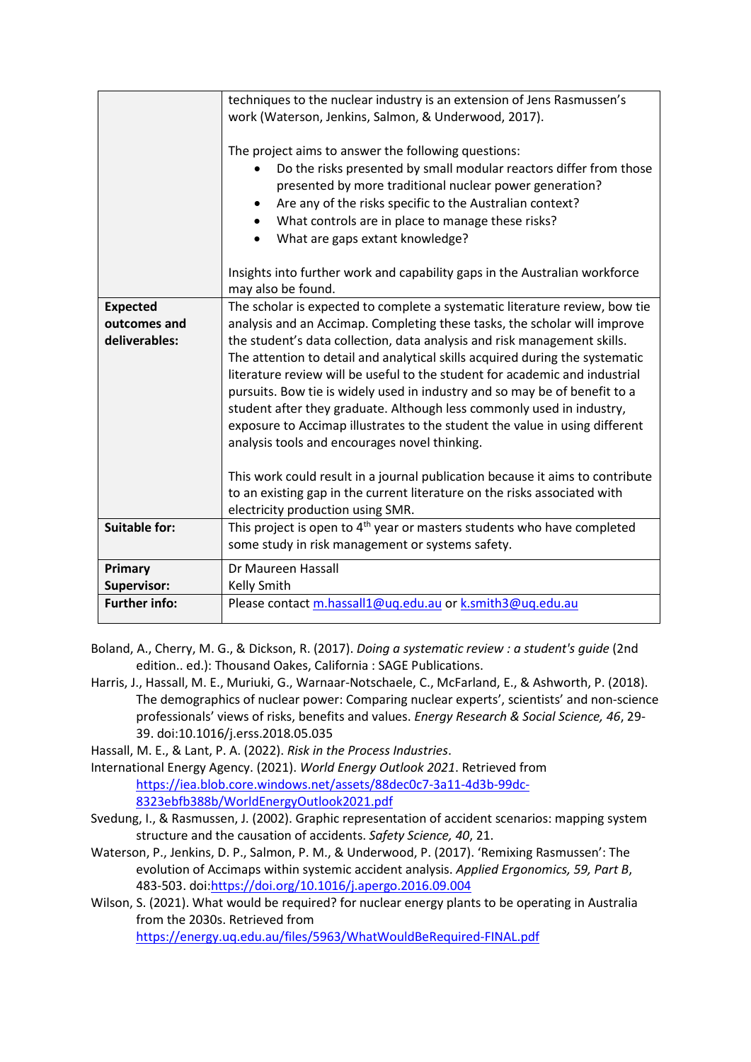| | |
|---|---|
| | techniques to the nuclear industry is an extension of Jens Rasmussen's work (Waterson, Jenkins, Salmon, & Underwood, 2017).<br><br>The project aims to answer the following questions:<br>• Do the risks presented by small modular reactors differ from those presented by more traditional nuclear power generation?<br>• Are any of the risks specific to the Australian context?<br>• What controls are in place to manage these risks?<br>• What are gaps extant knowledge?<br><br>Insights into further work and capability gaps in the Australian workforce may also be found. |
| **Expected outcomes and deliverables:** | The scholar is expected to complete a systematic literature review, bow tie analysis and an Accimap. Completing these tasks, the scholar will improve the student's data collection, data analysis and risk management skills. The attention to detail and analytical skills acquired during the systematic literature review will be useful to the student for academic and industrial pursuits. Bow tie is widely used in industry and so may be of benefit to a student after they graduate. Although less commonly used in industry, exposure to Accimap illustrates to the student the value in using different analysis tools and encourages novel thinking.<br><br>This work could result in a journal publication because it aims to contribute to an existing gap in the current literature on the risks associated with electricity production using SMR. |
| **Suitable for:** | This project is open to 4th year or masters students who have completed some study in risk management or systems safety. |
| **Primary Supervisor:** | Dr Maureen Hassall<br>Kelly Smith |
| **Further info:** | Please contact m.hassall1@uq.edu.au or k.smith3@uq.edu.au |

Boland, A., Cherry, M. G., & Dickson, R. (2017). *Doing a systematic review : a student's guide* (2nd edition.. ed.): Thousand Oakes, California : SAGE Publications.

Harris, J., Hassall, M. E., Muriuki, G., Warnaar-Notschaele, C., McFarland, E., & Ashworth, P. (2018). The demographics of nuclear power: Comparing nuclear experts', scientists' and non-science professionals' views of risks, benefits and values. *Energy Research & Social Science, 46*, 29-39. doi:10.1016/j.erss.2018.05.035

Hassall, M. E., & Lant, P. A. (2022). *Risk in the Process Industries*.

International Energy Agency. (2021). *World Energy Outlook 2021*. Retrieved from https://iea.blob.core.windows.net/assets/88dec0c7-3a11-4d3b-99dc-8323ebfb388b/WorldEnergyOutlook2021.pdf

Svedung, I., & Rasmussen, J. (2002). Graphic representation of accident scenarios: mapping system structure and the causation of accidents. *Safety Science, 40*, 21.

Waterson, P., Jenkins, D. P., Salmon, P. M., & Underwood, P. (2017). 'Remixing Rasmussen': The evolution of Accimaps within systemic accident analysis. *Applied Ergonomics, 59, Part B*, 483-503. doi:https://doi.org/10.1016/j.apergo.2016.09.004

Wilson, S. (2021). What would be required? for nuclear energy plants to be operating in Australia from the 2030s. Retrieved from https://energy.uq.edu.au/files/5963/WhatWouldBeRequired-FINAL.pdf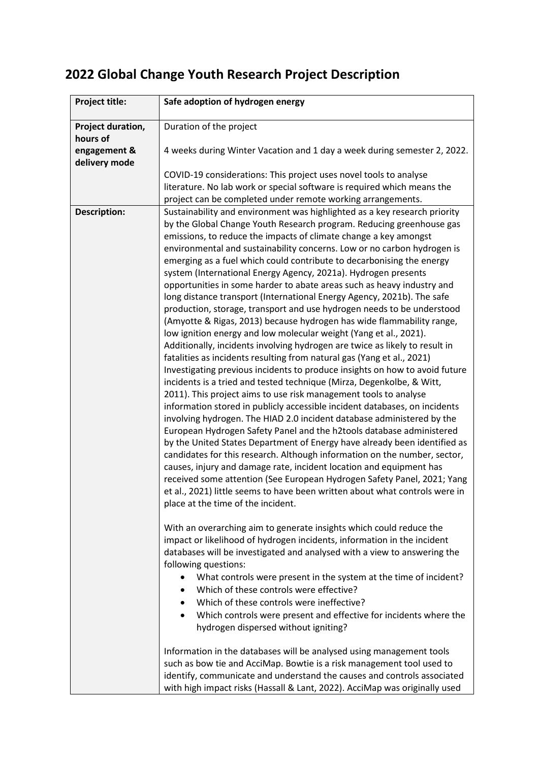# 2022 Global Change Youth Research Project Description

| **Project title:** | **Safe adoption of hydrogen energy** |
|---|---|
| **Project duration, hours of engagement & delivery mode** | Duration of the project<br><br>4 weeks during Winter Vacation and 1 day a week during semester 2, 2022.<br><br>COVID-19 considerations: This project uses novel tools to analyse literature. No lab work or special software is required which means the project can be completed under remote working arrangements. |
| **Description:** | Sustainability and environment was highlighted as a key research priority by the Global Change Youth Research program. Reducing greenhouse gas emissions, to reduce the impacts of climate change a key amongst environmental and sustainability concerns. Low or no carbon hydrogen is emerging as a fuel which could contribute to decarbonising the energy system (International Energy Agency, 2021a). Hydrogen presents opportunities in some harder to abate areas such as heavy industry and long distance transport (International Energy Agency, 2021b). The safe production, storage, transport and use hydrogen needs to be understood (Amyotte & Rigas, 2013) because hydrogen has wide flammability range, low ignition energy and low molecular weight (Yang et al., 2021). Additionally, incidents involving hydrogen are twice as likely to result in fatalities as incidents resulting from natural gas (Yang et al., 2021) Investigating previous incidents to produce insights on how to avoid future incidents is a tried and tested technique (Mirza, Degenkolbe, & Witt, 2011). This project aims to use risk management tools to analyse information stored in publicly accessible incident databases, on incidents involving hydrogen. The HIAD 2.0 incident database administered by the European Hydrogen Safety Panel and the h2tools database administered by the United States Department of Energy have already been identified as candidates for this research. Although information on the number, sector, causes, injury and damage rate, incident location and equipment has received some attention (See European Hydrogen Safety Panel, 2021; Yang et al., 2021) little seems to have been written about what controls were in place at the time of the incident.<br><br>With an overarching aim to generate insights which could reduce the impact or likelihood of hydrogen incidents, information in the incident databases will be investigated and analysed with a view to answering the following questions:<br>• What controls were present in the system at the time of incident?<br>• Which of these controls were effective?<br>• Which of these controls were ineffective?<br>• Which controls were present and effective for incidents where the hydrogen dispersed without igniting?<br><br>Information in the databases will be analysed using management tools such as bow tie and AcciMap. Bowtie is a risk management tool used to identify, communicate and understand the causes and controls associated with high impact risks (Hassall & Lant, 2022). AcciMap was originally used |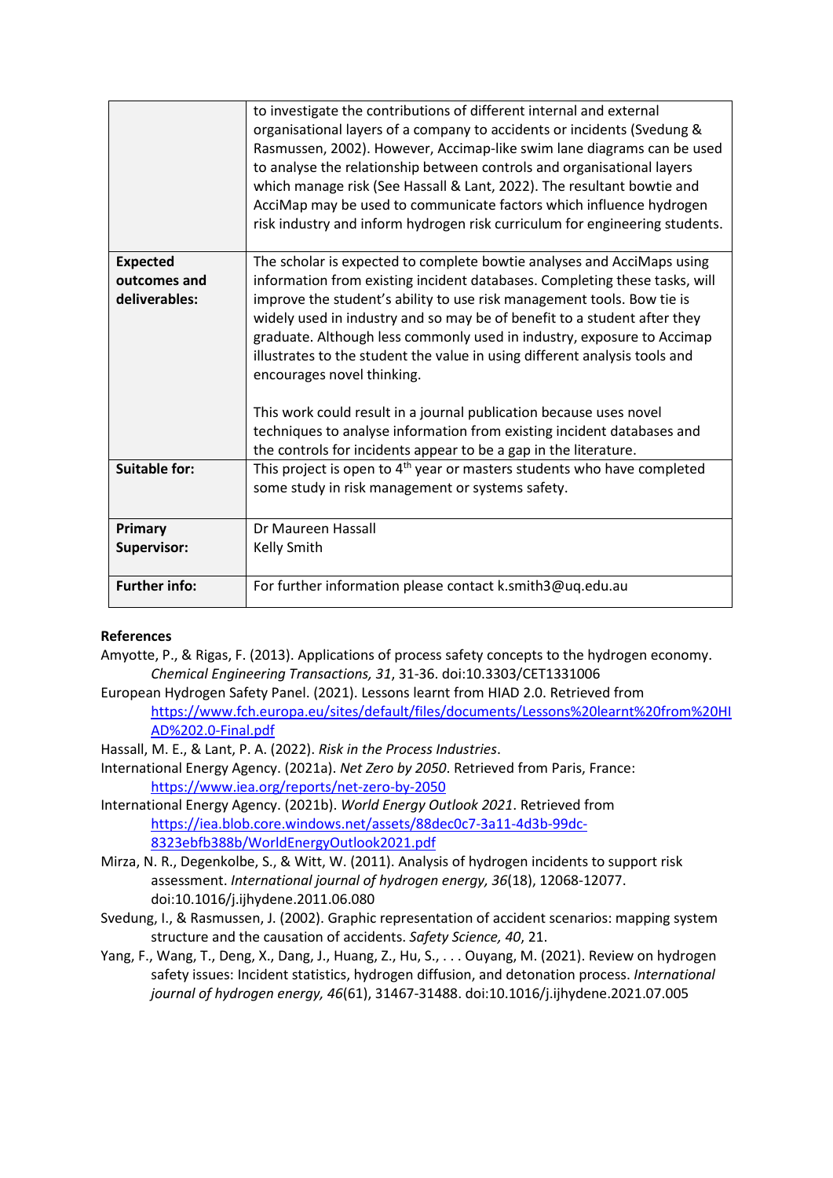| | |
|---|---|
| | to investigate the contributions of different internal and external organisational layers of a company to accidents or incidents (Svedung & Rasmussen, 2002). However, Accimap-like swim lane diagrams can be used to analyse the relationship between controls and organisational layers which manage risk (See Hassall & Lant, 2022). The resultant bowtie and AcciMap may be used to communicate factors which influence hydrogen risk industry and inform hydrogen risk curriculum for engineering students. |
| **Expected outcomes and deliverables:** | The scholar is expected to complete bowtie analyses and AcciMaps using information from existing incident databases. Completing these tasks, will improve the student's ability to use risk management tools. Bow tie is widely used in industry and so may be of benefit to a student after they graduate. Although less commonly used in industry, exposure to Accimap illustrates to the student the value in using different analysis tools and encourages novel thinking.<br><br>This work could result in a journal publication because uses novel techniques to analyse information from existing incident databases and the controls for incidents appear to be a gap in the literature. |
| **Suitable for:** | This project is open to 4th year or masters students who have completed some study in risk management or systems safety. |
| **Primary Supervisor:** | Dr Maureen Hassall<br>Kelly Smith |
| **Further info:** | For further information please contact k.smith3@uq.edu.au |

**References**

Amyotte, P., & Rigas, F. (2013). Applications of process safety concepts to the hydrogen economy. *Chemical Engineering Transactions, 31*, 31-36. doi:10.3303/CET1331006

European Hydrogen Safety Panel. (2021). Lessons learnt from HIAD 2.0. Retrieved from https://www.fch.europa.eu/sites/default/files/documents/Lessons%20learnt%20from%20HIAD%202.0-Final.pdf

Hassall, M. E., & Lant, P. A. (2022). *Risk in the Process Industries*.

International Energy Agency. (2021a). *Net Zero by 2050*. Retrieved from Paris, France: https://www.iea.org/reports/net-zero-by-2050

International Energy Agency. (2021b). *World Energy Outlook 2021*. Retrieved from https://iea.blob.core.windows.net/assets/88dec0c7-3a11-4d3b-99dc-8323ebfb388b/WorldEnergyOutlook2021.pdf

Mirza, N. R., Degenkolbe, S., & Witt, W. (2011). Analysis of hydrogen incidents to support risk assessment. *International journal of hydrogen energy, 36*(18), 12068-12077. doi:10.1016/j.ijhydene.2011.06.080

Svedung, I., & Rasmussen, J. (2002). Graphic representation of accident scenarios: mapping system structure and the causation of accidents. *Safety Science, 40*, 21.

Yang, F., Wang, T., Deng, X., Dang, J., Huang, Z., Hu, S., . . . Ouyang, M. (2021). Review on hydrogen safety issues: Incident statistics, hydrogen diffusion, and detonation process. *International journal of hydrogen energy, 46*(61), 31467-31488. doi:10.1016/j.ijhydene.2021.07.005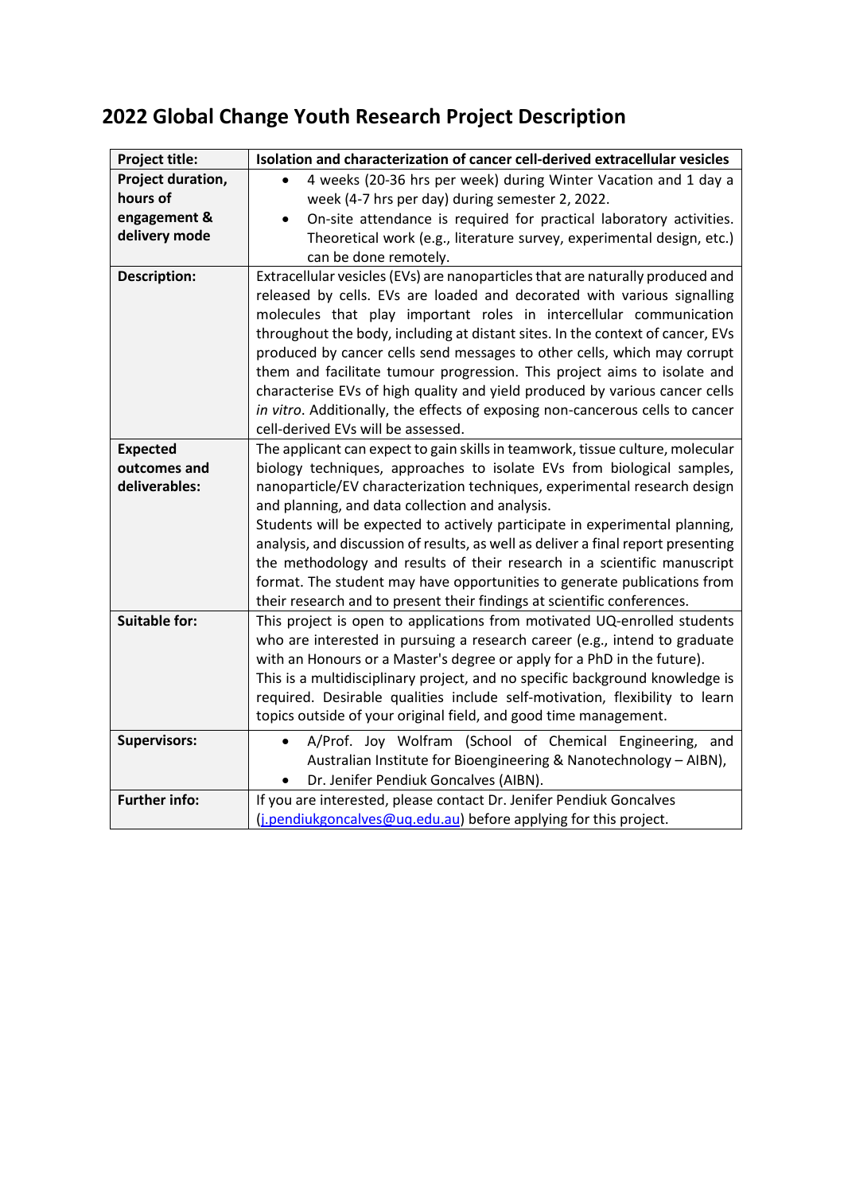# 2022 Global Change Youth Research Project Description

| Project title: | Isolation and characterization of cancer cell-derived extracellular vesicles |
|---|---|
| Project duration, hours of engagement & delivery mode | • 4 weeks (20-36 hrs per week) during Winter Vacation and 1 day a week (4-7 hrs per day) during semester 2, 2022.<br>• On-site attendance is required for practical laboratory activities. Theoretical work (e.g., literature survey, experimental design, etc.) can be done remotely. |
| Description: | Extracellular vesicles (EVs) are nanoparticles that are naturally produced and released by cells. EVs are loaded and decorated with various signalling molecules that play important roles in intercellular communication throughout the body, including at distant sites. In the context of cancer, EVs produced by cancer cells send messages to other cells, which may corrupt them and facilitate tumour progression. This project aims to isolate and characterise EVs of high quality and yield produced by various cancer cells *in vitro*. Additionally, the effects of exposing non-cancerous cells to cancer cell-derived EVs will be assessed. |
| Expected outcomes and deliverables: | The applicant can expect to gain skills in teamwork, tissue culture, molecular biology techniques, approaches to isolate EVs from biological samples, nanoparticle/EV characterization techniques, experimental research design and planning, and data collection and analysis.<br>Students will be expected to actively participate in experimental planning, analysis, and discussion of results, as well as deliver a final report presenting the methodology and results of their research in a scientific manuscript format. The student may have opportunities to generate publications from their research and to present their findings at scientific conferences. |
| Suitable for: | This project is open to applications from motivated UQ-enrolled students who are interested in pursuing a research career (e.g., intend to graduate with an Honours or a Master's degree or apply for a PhD in the future).<br>This is a multidisciplinary project, and no specific background knowledge is required. Desirable qualities include self-motivation, flexibility to learn topics outside of your original field, and good time management. |
| Supervisors: | • A/Prof. Joy Wolfram (School of Chemical Engineering, and Australian Institute for Bioengineering & Nanotechnology – AIBN),<br>• Dr. Jenifer Pendiuk Goncalves (AIBN). |
| Further info: | If you are interested, please contact Dr. Jenifer Pendiuk Goncalves (j.pendiukgoncalves@uq.edu.au) before applying for this project. |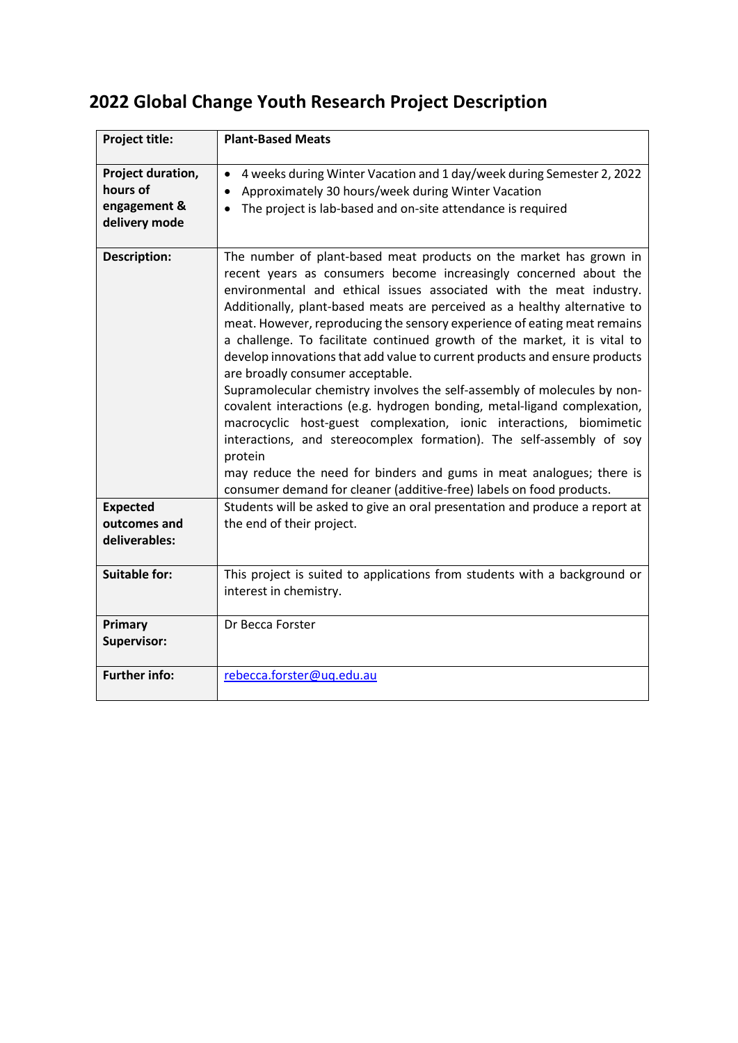# 2022 Global Change Youth Research Project Description

| **Project title:** | **Plant-Based Meats** |
|---|---|
| **Project duration, hours of engagement & delivery mode** | • 4 weeks during Winter Vacation and 1 day/week during Semester 2, 2022<br>• Approximately 30 hours/week during Winter Vacation<br>• The project is lab-based and on-site attendance is required |
| **Description:** | The number of plant-based meat products on the market has grown in recent years as consumers become increasingly concerned about the environmental and ethical issues associated with the meat industry. Additionally, plant-based meats are perceived as a healthy alternative to meat. However, reproducing the sensory experience of eating meat remains a challenge. To facilitate continued growth of the market, it is vital to develop innovations that add value to current products and ensure products are broadly consumer acceptable.<br>Supramolecular chemistry involves the self-assembly of molecules by non-covalent interactions (e.g. hydrogen bonding, metal-ligand complexation, macrocyclic host-guest complexation, ionic interactions, biomimetic interactions, and stereocomplex formation). The self-assembly of soy protein<br>may reduce the need for binders and gums in meat analogues; there is consumer demand for cleaner (additive-free) labels on food products. |
| **Expected outcomes and deliverables:** | Students will be asked to give an oral presentation and produce a report at the end of their project. |
| **Suitable for:** | This project is suited to applications from students with a background or interest in chemistry. |
| **Primary Supervisor:** | Dr Becca Forster |
| **Further info:** | rebecca.forster@uq.edu.au |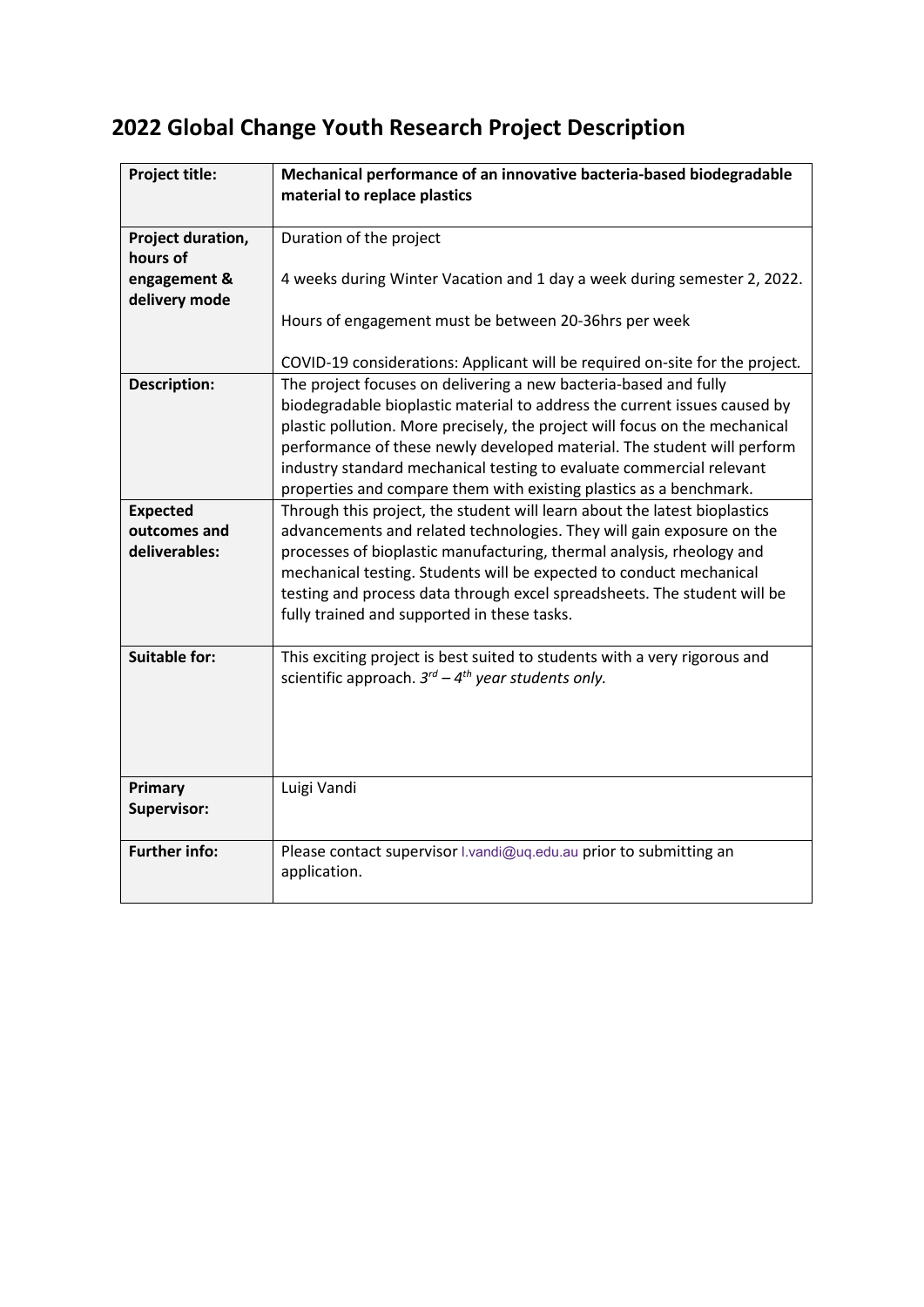# 2022 Global Change Youth Research Project Description

| | |
|---|---|
| **Project title:** | **Mechanical performance of an innovative bacteria-based biodegradable material to replace plastics** |
| **Project duration, hours of engagement & delivery mode** | Duration of the project<br><br>4 weeks during Winter Vacation and 1 day a week during semester 2, 2022.<br><br>Hours of engagement must be between 20-36hrs per week<br><br>COVID-19 considerations: Applicant will be required on-site for the project. |
| **Description:** | The project focuses on delivering a new bacteria-based and fully biodegradable bioplastic material to address the current issues caused by plastic pollution. More precisely, the project will focus on the mechanical performance of these newly developed material. The student will perform industry standard mechanical testing to evaluate commercial relevant properties and compare them with existing plastics as a benchmark. |
| **Expected outcomes and deliverables:** | Through this project, the student will learn about the latest bioplastics advancements and related technologies. They will gain exposure on the processes of bioplastic manufacturing, thermal analysis, rheology and mechanical testing. Students will be expected to conduct mechanical testing and process data through excel spreadsheets. The student will be fully trained and supported in these tasks. |
| **Suitable for:** | This exciting project is best suited to students with a very rigorous and scientific approach. *3rd – 4th year students only.* |
| **Primary Supervisor:** | Luigi Vandi |
| **Further info:** | Please contact supervisor l.vandi@uq.edu.au prior to submitting an application. |